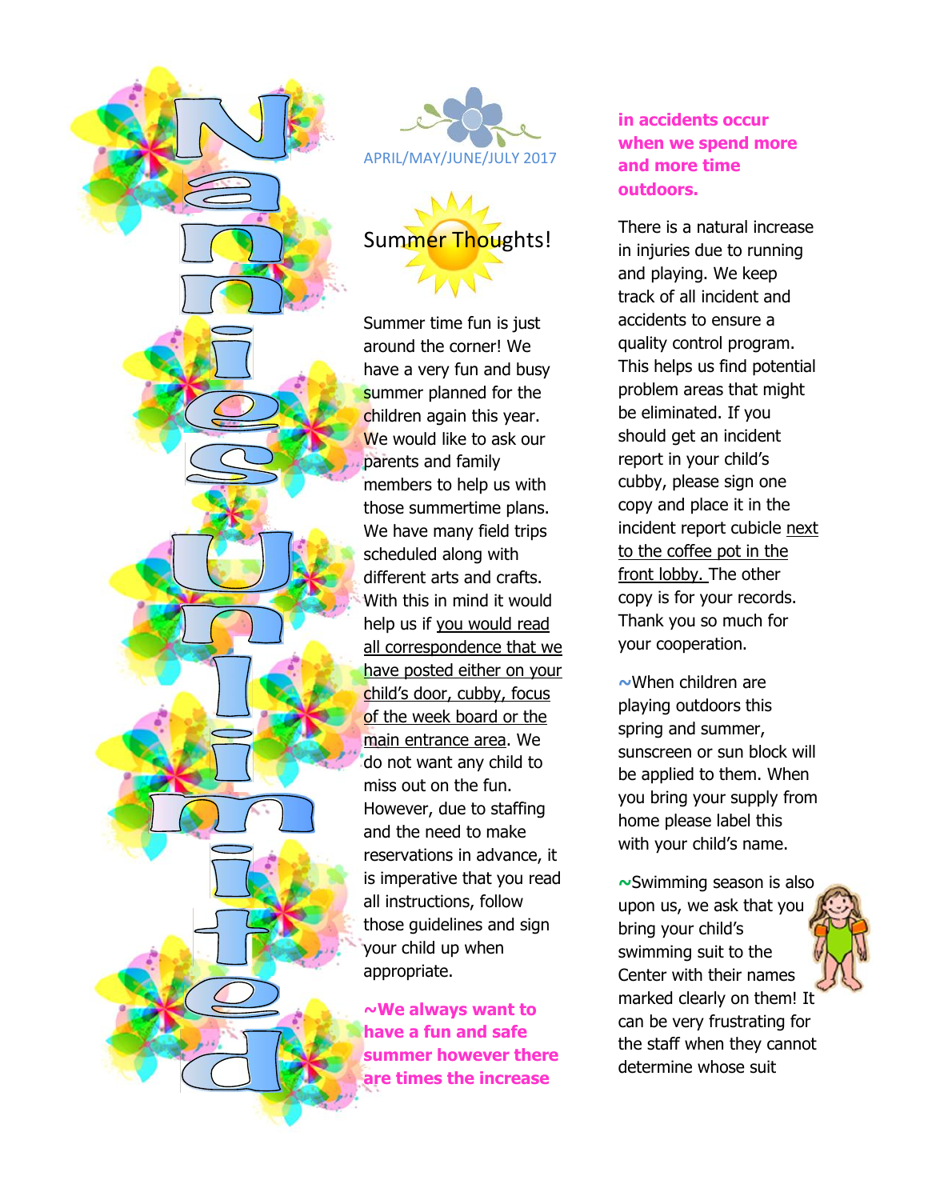# Nannies Unlimited

APRIL/MAY/JUNE/JULY 2017

## Summer Thoughts!

Summer time fun is just around the corner! We have a very fun and busy summer planned for the children again this year. We would like to ask our parents and family members to help us with those summertime plans. We have many field trips scheduled along with different arts and crafts. With this in mind it would help us if you would read all correspondence that we have posted either on your child's door, cubby, focus of the week board or the main entrance area. We do not want any child to miss out on the fun. However, due to staffing and the need to make reservations in advance, it is imperative that you read all instructions, follow those guidelines and sign your child up when appropriate.

**~We always want to have a fun and safe summer however there are times the increase in accidents occur when we spend more and more time outdoors.**

There is a natural increase in injuries due to running and playing. We keep track of all incident and accidents to ensure a quality control program. This helps us find potential problem areas that might be eliminated. If you should get an incident report in your child's cubby, please sign one copy and place it in the incident report cubicle next to the coffee pot in the front lobby. The other copy is for your records. Thank you so much for your cooperation.

~When children are playing outdoors this spring and summer, sunscreen or sun block will be applied to them. When you bring your supply from home please label this with your child's name.

~Swimming season is also upon us, we ask that you bring your child's swimming suit to the Center with their names marked clearly on them! It can be very frustrating for the staff when they cannot determine whose suit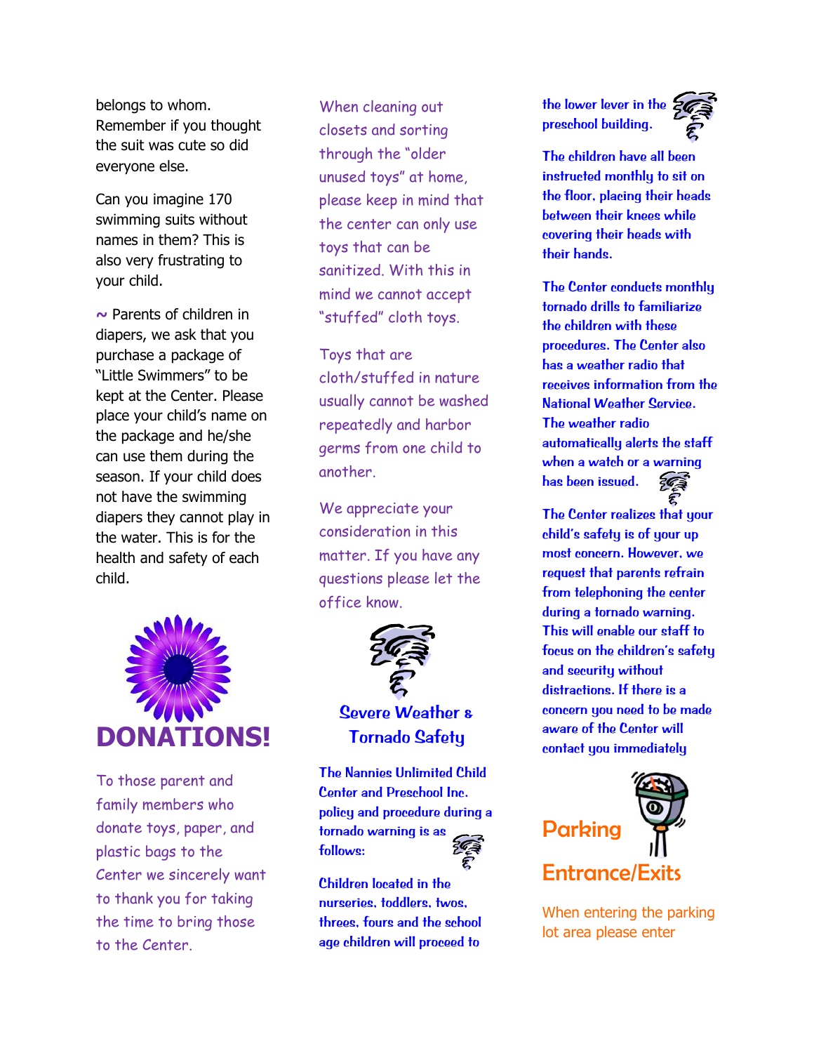belongs to whom. Remember if you thought the suit was cute so did everyone else.

Can you imagine 170 swimming suits without names in them? This is also very frustrating to your child.

~ Parents of children in diapers, we ask that you purchase a package of "Little Swimmers" to be kept at the Center. Please place your child's name on the package and he/she can use them during the season. If your child does not have the swimming diapers they cannot play in the water. This is for the health and safety of each child.

## DONATIONS!

To those parent and family members who donate toys, paper, and plastic bags to the Center we sincerely want to thank you for taking the time to bring those to the Center.

When cleaning out closets and sorting through the "older unused toys" at home, please keep in mind that the center can only use toys that can be sanitized. With this in mind we cannot accept "stuffed" cloth toys.

Toys that are cloth/stuffed in nature usually cannot be washed repeatedly and harbor germs from one child to another.

We appreciate your consideration in this matter. If you have any questions please let the office know.

## Severe Weather & Tornado Safety

The Nannies Unlimited Child Center and Preschool Inc. policy and procedure during a tornado warning is as follows:

Children located in the nurseries, toddlers, twos, threes, fours and the school age children will proceed to the lower level in the preschool building.

The children have all been instructed monthly to sit on the floor, placing their heads between their knees while covering their heads with their hands.

The Center conducts monthly tornado drills to familiarize the children with these procedures. The Center also has a weather radio that receives information from the National Weather Service. The weather radio automatically alerts the staff when a watch or a warning has been issued.

The Center realizes that your child's safety is of your up most concern. However, we request that parents refrain from telephoning the center during a tornado warning. This will enable our staff to focus on the children's safety and security without distractions. If there is a concern you need to be made aware of the Center will contact you immediately

## Parking Entrance/Exits

When entering the parking lot area please enter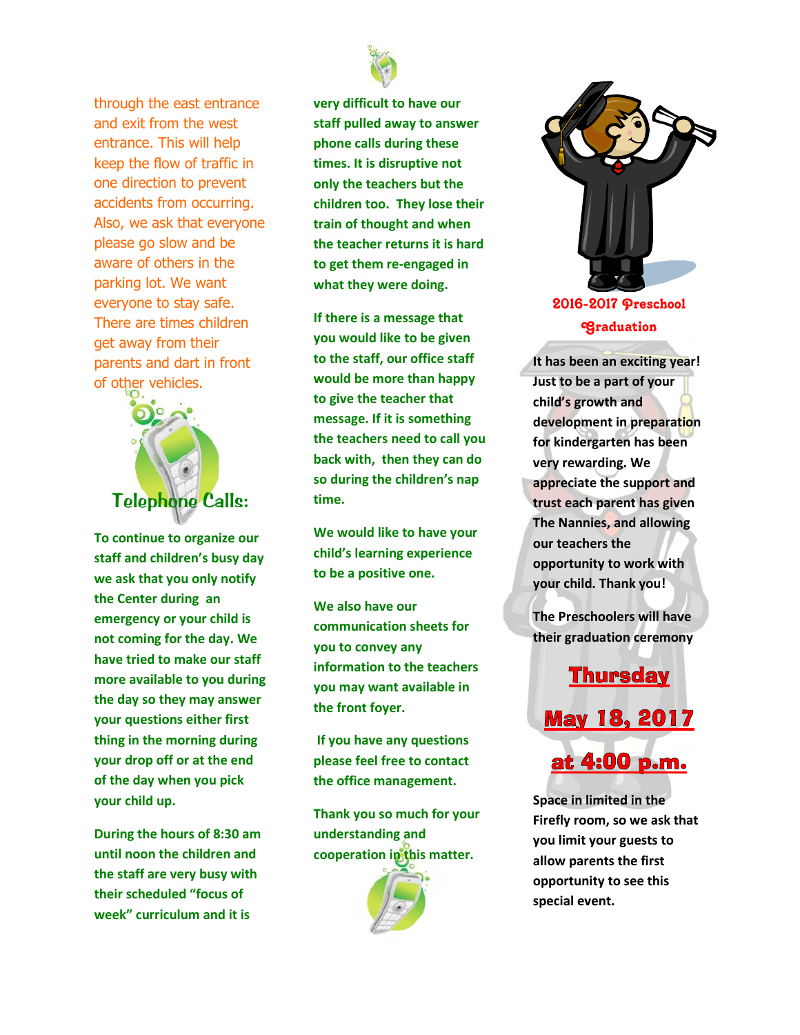through the east entrance and exit from the west entrance. This will help keep the flow of traffic in one direction to prevent accidents from occurring. Also, we ask that everyone please go slow and be aware of others in the parking lot. We want everyone to stay safe. There are times children get away from their parents and dart in front of other vehicles.

## Telephone Calls:

**To continue to organize our staff and children's busy day we ask that you only notify the Center during an emergency or your child is not coming for the day. We have tried to make our staff more available to you during the day so they may answer your questions either first thing in the morning during your drop off or at the end of the day when you pick your child up.**

**During the hours of 8:30 am until noon the children and the staff are very busy with their scheduled "focus of week" curriculum and it is very difficult to have our staff pulled away to answer phone calls during these times. It is disruptive not only the teachers but the children too. They lose their train of thought and when the teacher returns it is hard to get them re-engaged in what they were doing.**

**If there is a message that you would like to be given to the staff, our office staff would be more than happy to give the teacher that message. If it is something the teachers need to call you back with, then they can do so during the children's nap time.**

**We would like to have your child's learning experience to be a positive one.**

**We also have our communication sheets for you to convey any information to the teachers you may want available in the front foyer.**

**If you have any questions please feel free to contact the office management.**

**Thank you so much for your understanding and cooperation in this matter.**

## 2016-2017 Preschool Graduation

**It has been an exciting year! Just to be a part of your child's growth and development in preparation for kindergarten has been very rewarding. We appreciate the support and trust each parent has given The Nannies, and allowing our teachers the opportunity to work with your child. Thank you!**

**The Preschoolers will have their graduation ceremony**

**Thursday**

**May 18, 2017**

**at 4:00 p.m.**

**Space in limited in the Firefly room, so we ask that you limit your guests to allow parents the first opportunity to see this special event.**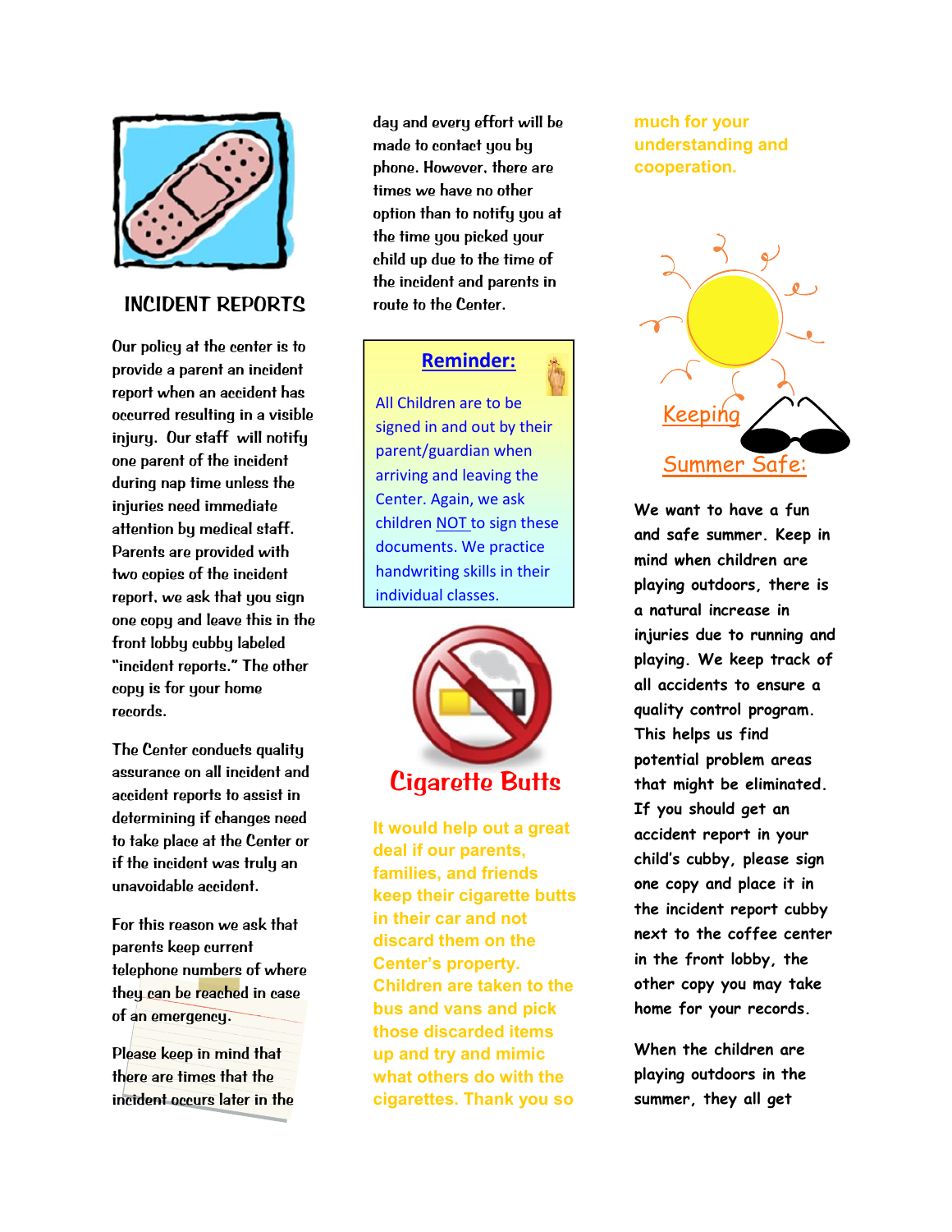## INCIDENT REPORTS

Our policy at the center is to provide a parent an incident report when an accident has occurred resulting in a visible injury. Our staff will notify one parent of the incident during nap time unless the injuries need immediate attention by medical staff. Parents are provided with two copies of the incident report, we ask that you sign one copy and leave this in the front lobby cubby labeled "incident reports." The other copy is for your home records.

The Center conducts quality assurance on all incident and accident reports to assist in determining if changes need to take place at the Center or if the incident was truly an unavoidable accident.

For this reason we ask that parents keep current telephone numbers of where they can be reached in case of an emergency.

Please keep in mind that there are times that the incident occurs later in the day and every effort will be made to contact you by phone. However, there are times we have no other option than to notify you at the time you picked your child up due to the time of the incident and parents in route to the Center.

**Reminder:**

All Children are to be signed in and out by their parent/guardian when arriving and leaving the Center. Again, we ask children NOT to sign these documents. We practice handwriting skills in their individual classes.

## Cigarette Butts

It would help out a great deal if our parents, families, and friends keep their cigarette butts in their car and not discard them on the Center's property. Children are taken to the bus and vans and pick those discarded items up and try and mimic what others do with the cigarettes. Thank you so much for your understanding and cooperation.

## Keeping Summer Safe:

We want to have a fun and safe summer. Keep in mind when children are playing outdoors, there is a natural increase in injuries due to running and playing. We keep track of all accidents to ensure a quality control program. This helps us find potential problem areas that might be eliminated. If you should get an accident report in your child's cubby, please sign one copy and place it in the incident report cubby next to the coffee center in the front lobby, the other copy you may take home for your records.

When the children are playing outdoors in the summer, they all get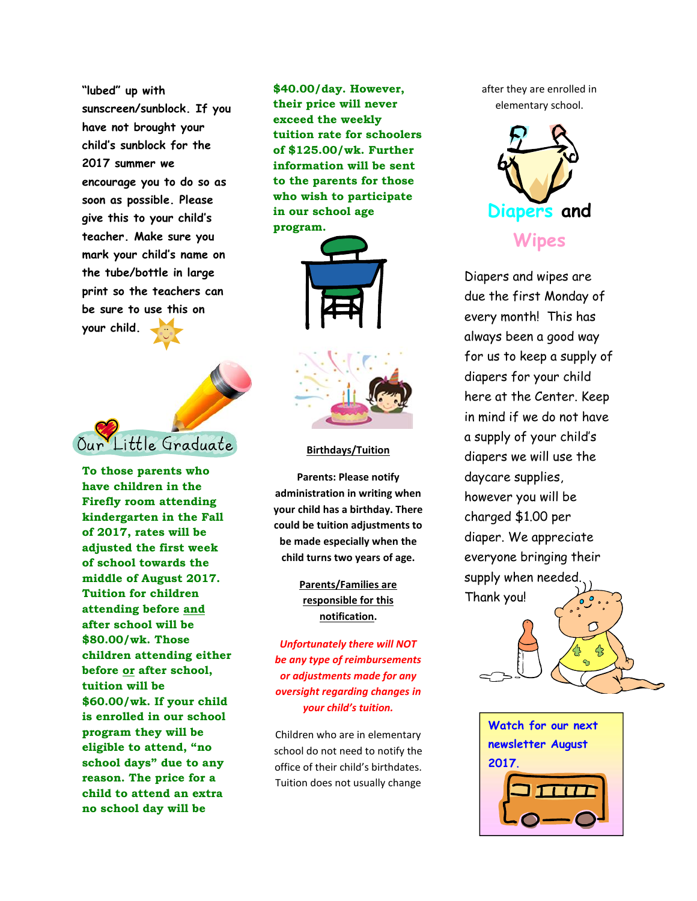"lubed" up with sunscreen/sunblock. If you have not brought your child's sunblock for the 2017 summer we encourage you to do so as soon as possible. Please give this to your child's teacher. Make sure you mark your child's name on the tube/bottle in large print so the teachers can be sure to use this on your child.

## Our Little Graduate

**To those parents who have children in the Firefly room attending kindergarten in the Fall of 2017, rates will be adjusted the first week of school towards the middle of August 2017. Tuition for children attending before and after school will be $80.00/wk. Those children attending either before or after school, tuition will be $60.00/wk. If your child is enrolled in our school program they will be eligible to attend, "no school days" due to any reason. The price for a child to attend an extra no school day will be $40.00/day. However, their price will never exceed the weekly tuition rate for schoolers of $125.00/wk. Further information will be sent to the parents for those who wish to participate in our school age program.**

## Birthdays/Tuition

**Parents: Please notify administration in writing when your child has a birthday. There could be tuition adjustments to be made especially when the child turns two years of age.**

**Parents/Families are responsible for this notification.**

***Unfortunately there will NOT be any type of reimbursements or adjustments made for any oversight regarding changes in your child's tuition.***

Children who are in elementary school do not need to notify the office of their child's birthdates. Tuition does not usually change after they are enrolled in elementary school.

## Diapers and Wipes

Diapers and wipes are due the first Monday of every month! This has always been a good way for us to keep a supply of diapers for your child here at the Center. Keep in mind if we do not have a supply of your child's diapers we will use the daycare supplies, however you will be charged $1.00 per diaper. We appreciate everyone bringing their supply when needed. Thank you!

**Watch for our next newsletter August 2017.**